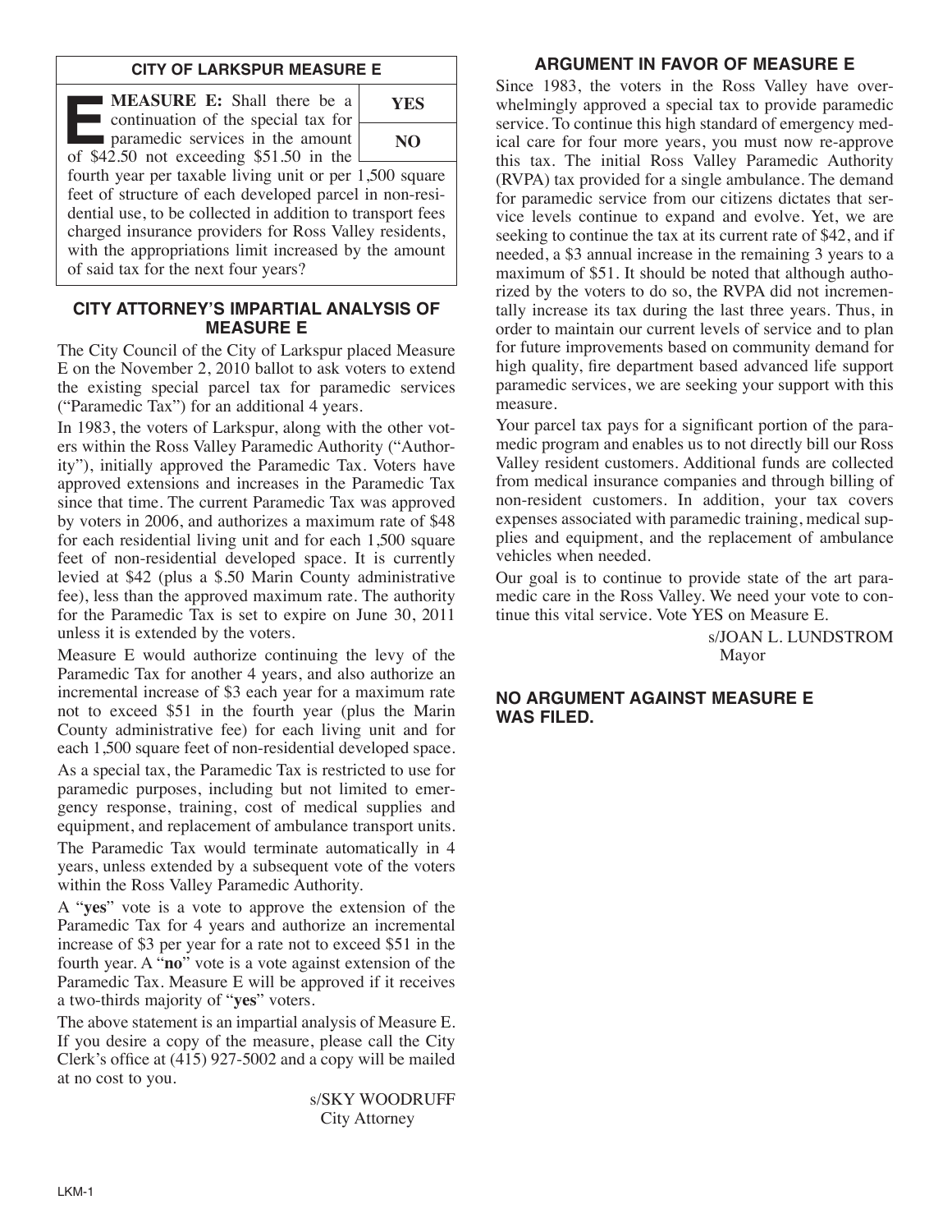## CITY OF LARKSPUR MEASURE E

**MEASURE E:** Shall there be a continuation of the special tax for paramedic services in the amount of $42.50 not exceeding $51.50 in the fourth year per taxable living unit or per 1,500 square feet of structure of each developed parcel in non-residential use, to be collected in addition to transport fees charged insurance providers for Ross Valley residents, with the appropriations limit increased by the amount of said tax for the next four years?

| YES |
|---|
| NO |

## CITY ATTORNEY'S IMPARTIAL ANALYSIS OF MEASURE E

The City Council of the City of Larkspur placed Measure E on the November 2, 2010 ballot to ask voters to extend the existing special parcel tax for paramedic services ("Paramedic Tax") for an additional 4 years.

In 1983, the voters of Larkspur, along with the other voters within the Ross Valley Paramedic Authority ("Authority"), initially approved the Paramedic Tax. Voters have approved extensions and increases in the Paramedic Tax since that time. The current Paramedic Tax was approved by voters in 2006, and authorizes a maximum rate of $48 for each residential living unit and for each 1,500 square feet of non-residential developed space. It is currently levied at $42 (plus a $.50 Marin County administrative fee), less than the approved maximum rate. The authority for the Paramedic Tax is set to expire on June 30, 2011 unless it is extended by the voters.

Measure E would authorize continuing the levy of the Paramedic Tax for another 4 years, and also authorize an incremental increase of $3 each year for a maximum rate not to exceed $51 in the fourth year (plus the Marin County administrative fee) for each living unit and for each 1,500 square feet of non-residential developed space.

As a special tax, the Paramedic Tax is restricted to use for paramedic purposes, including but not limited to emergency response, training, cost of medical supplies and equipment, and replacement of ambulance transport units.

The Paramedic Tax would terminate automatically in 4 years, unless extended by a subsequent vote of the voters within the Ross Valley Paramedic Authority.

A "**yes**" vote is a vote to approve the extension of the Paramedic Tax for 4 years and authorize an incremental increase of $3 per year for a rate not to exceed $51 in the fourth year. A "**no**" vote is a vote against extension of the Paramedic Tax. Measure E will be approved if it receives a two-thirds majority of "**yes**" voters.

The above statement is an impartial analysis of Measure E. If you desire a copy of the measure, please call the City Clerk's office at (415) 927-5002 and a copy will be mailed at no cost to you.

s/SKY WOODRUFF
City Attorney

## ARGUMENT IN FAVOR OF MEASURE E

Since 1983, the voters in the Ross Valley have overwhelmingly approved a special tax to provide paramedic service. To continue this high standard of emergency medical care for four more years, you must now re-approve this tax. The initial Ross Valley Paramedic Authority (RVPA) tax provided for a single ambulance. The demand for paramedic service from our citizens dictates that service levels continue to expand and evolve. Yet, we are seeking to continue the tax at its current rate of $42, and if needed, a $3 annual increase in the remaining 3 years to a maximum of $51. It should be noted that although authorized by the voters to do so, the RVPA did not incrementally increase its tax during the last three years. Thus, in order to maintain our current levels of service and to plan for future improvements based on community demand for high quality, fire department based advanced life support paramedic services, we are seeking your support with this measure.

Your parcel tax pays for a significant portion of the paramedic program and enables us to not directly bill our Ross Valley resident customers. Additional funds are collected from medical insurance companies and through billing of non-resident customers. In addition, your tax covers expenses associated with paramedic training, medical supplies and equipment, and the replacement of ambulance vehicles when needed.

Our goal is to continue to provide state of the art paramedic care in the Ross Valley. We need your vote to continue this vital service. Vote YES on Measure E.

s/JOAN L. LUNDSTROM
Mayor

## NO ARGUMENT AGAINST MEASURE E WAS FILED.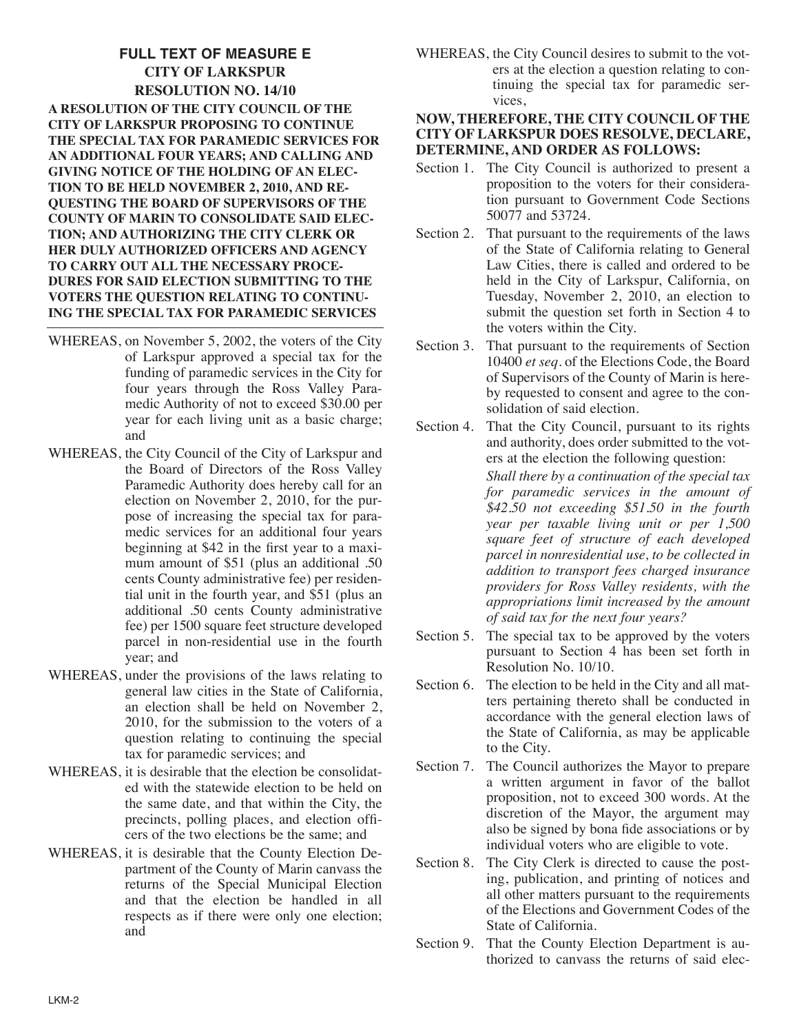## FULL TEXT OF MEASURE E
## CITY OF LARKSPUR
## RESOLUTION NO. 14/10

**A RESOLUTION OF THE CITY COUNCIL OF THE CITY OF LARKSPUR PROPOSING TO CONTINUE THE SPECIAL TAX FOR PARAMEDIC SERVICES FOR AN ADDITIONAL FOUR YEARS; AND CALLING AND GIVING NOTICE OF THE HOLDING OF AN ELECTION TO BE HELD NOVEMBER 2, 2010, AND REQUESTING THE BOARD OF SUPERVISORS OF THE COUNTY OF MARIN TO CONSOLIDATE SAID ELECTION; AND AUTHORIZING THE CITY CLERK OR HER DULY AUTHORIZED OFFICERS AND AGENCY TO CARRY OUT ALL THE NECESSARY PROCEDURES FOR SAID ELECTION SUBMITTING TO THE VOTERS THE QUESTION RELATING TO CONTINUING THE SPECIAL TAX FOR PARAMEDIC SERVICES**

---

WHEREAS, on November 5, 2002, the voters of the City of Larkspur approved a special tax for the funding of paramedic services in the City for four years through the Ross Valley Paramedic Authority of not to exceed $30.00 per year for each living unit as a basic charge; and

WHEREAS, the City Council of the City of Larkspur and the Board of Directors of the Ross Valley Paramedic Authority does hereby call for an election on November 2, 2010, for the purpose of increasing the special tax for paramedic services for an additional four years beginning at $42 in the first year to a maximum amount of $51 (plus an additional .50 cents County administrative fee) per residential unit in the fourth year, and $51 (plus an additional .50 cents County administrative fee) per 1500 square feet structure developed parcel in non-residential use in the fourth year; and

WHEREAS, under the provisions of the laws relating to general law cities in the State of California, an election shall be held on November 2, 2010, for the submission to the voters of a question relating to continuing the special tax for paramedic services; and

WHEREAS, it is desirable that the election be consolidated with the statewide election to be held on the same date, and that within the City, the precincts, polling places, and election officers of the two elections be the same; and

WHEREAS, it is desirable that the County Election Department of the County of Marin canvass the returns of the Special Municipal Election and that the election be handled in all respects as if there were only one election; and

WHEREAS, the City Council desires to submit to the voters at the election a question relating to continuing the special tax for paramedic services,

**NOW, THEREFORE, THE CITY COUNCIL OF THE CITY OF LARKSPUR DOES RESOLVE, DECLARE, DETERMINE, AND ORDER AS FOLLOWS:**

Section 1. The City Council is authorized to present a proposition to the voters for their consideration pursuant to Government Code Sections 50077 and 53724.

Section 2. That pursuant to the requirements of the laws of the State of California relating to General Law Cities, there is called and ordered to be held in the City of Larkspur, California, on Tuesday, November 2, 2010, an election to submit the question set forth in Section 4 to the voters within the City.

Section 3. That pursuant to the requirements of Section 10400 *et seq.* of the Elections Code, the Board of Supervisors of the County of Marin is hereby requested to consent and agree to the consolidation of said election.

Section 4. That the City Council, pursuant to its rights and authority, does order submitted to the voters at the election the following question:

*Shall there by a continuation of the special tax for paramedic services in the amount of $42.50 not exceeding $51.50 in the fourth year per taxable living unit or per 1,500 square feet of structure of each developed parcel in nonresidential use, to be collected in addition to transport fees charged insurance providers for Ross Valley residents, with the appropriations limit increased by the amount of said tax for the next four years?*

Section 5. The special tax to be approved by the voters pursuant to Section 4 has been set forth in Resolution No. 10/10.

Section 6. The election to be held in the City and all matters pertaining thereto shall be conducted in accordance with the general election laws of the State of California, as may be applicable to the City.

Section 7. The Council authorizes the Mayor to prepare a written argument in favor of the ballot proposition, not to exceed 300 words. At the discretion of the Mayor, the argument may also be signed by bona fide associations or by individual voters who are eligible to vote.

Section 8. The City Clerk is directed to cause the posting, publication, and printing of notices and all other matters pursuant to the requirements of the Elections and Government Codes of the State of California.

Section 9. That the County Election Department is authorized to canvass the returns of said elec-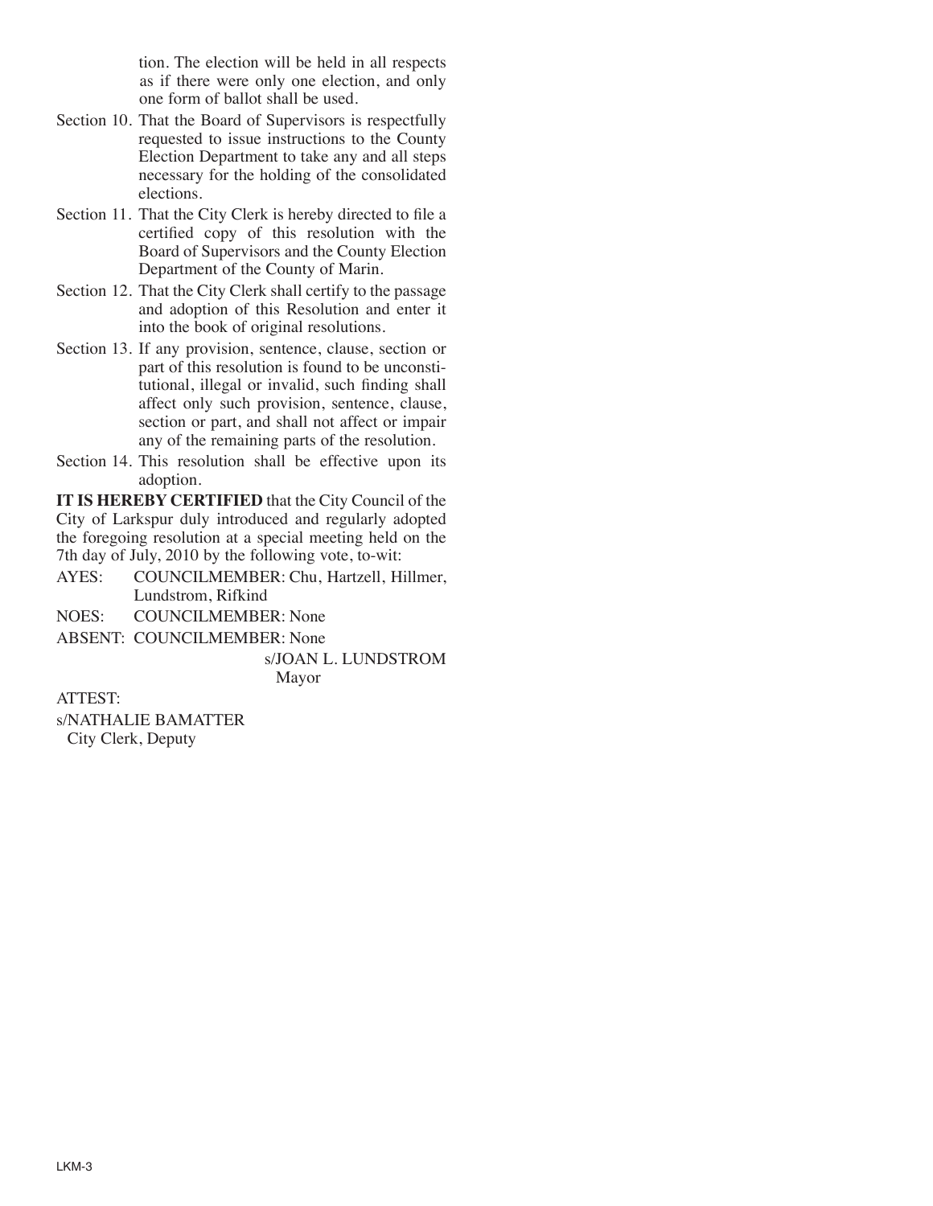tion. The election will be held in all respects as if there were only one election, and only one form of ballot shall be used.

Section 10. That the Board of Supervisors is respectfully requested to issue instructions to the County Election Department to take any and all steps necessary for the holding of the consolidated elections.

Section 11. That the City Clerk is hereby directed to file a certified copy of this resolution with the Board of Supervisors and the County Election Department of the County of Marin.

Section 12. That the City Clerk shall certify to the passage and adoption of this Resolution and enter it into the book of original resolutions.

Section 13. If any provision, sentence, clause, section or part of this resolution is found to be unconstitutional, illegal or invalid, such finding shall affect only such provision, sentence, clause, section or part, and shall not affect or impair any of the remaining parts of the resolution.

Section 14. This resolution shall be effective upon its adoption.

**IT IS HEREBY CERTIFIED** that the City Council of the City of Larkspur duly introduced and regularly adopted the foregoing resolution at a special meeting held on the 7th day of July, 2010 by the following vote, to-wit:

AYES: COUNCILMEMBER: Chu, Hartzell, Hillmer, Lundstrom, Rifkind

NOES: COUNCILMEMBER: None

ABSENT: COUNCILMEMBER: None

s/JOAN L. LUNDSTROM
Mayor

ATTEST:

s/NATHALIE BAMATTER
City Clerk, Deputy